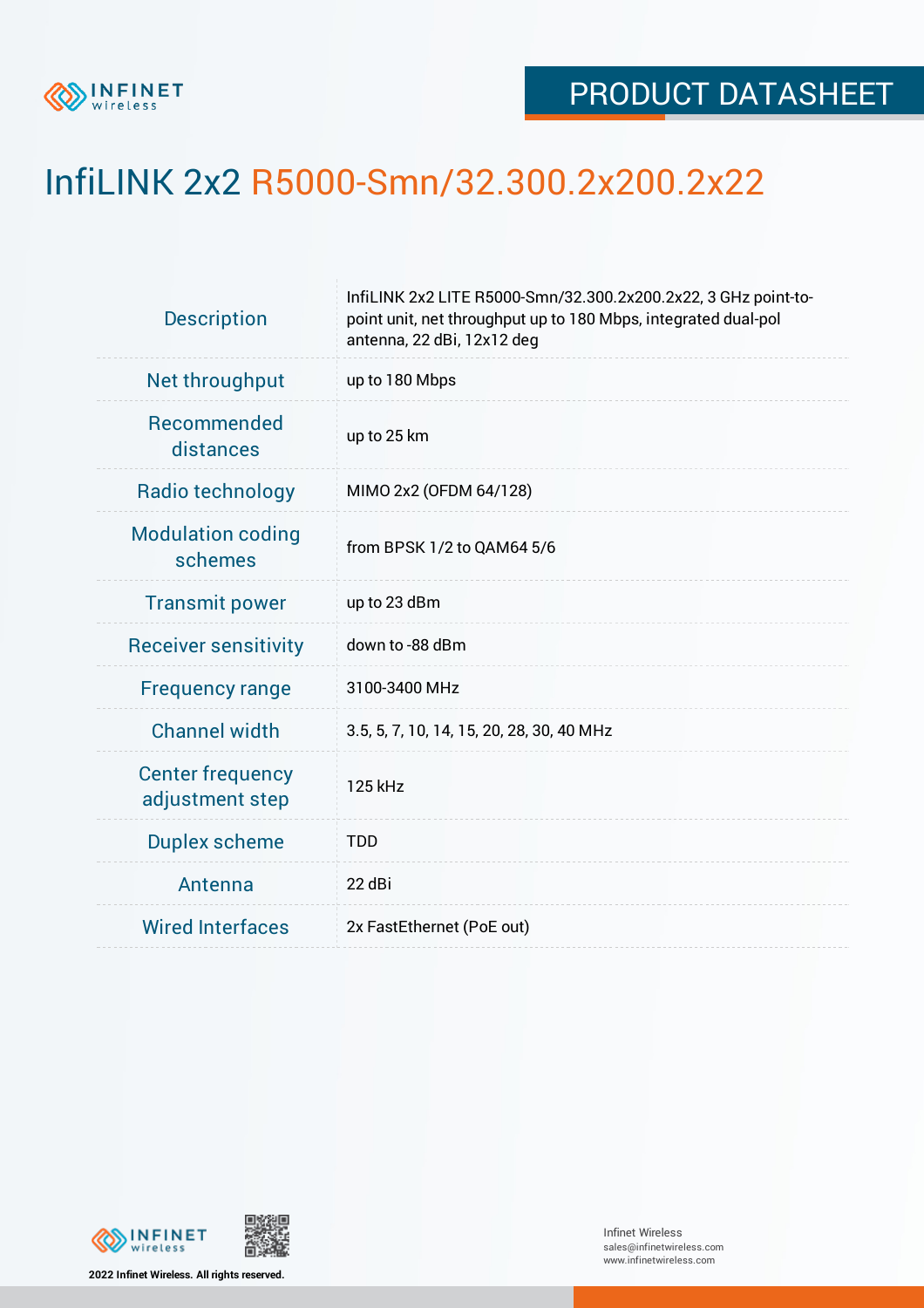PRODUCT DATASHEET

# InfiLINK 2x2 R5000-Smn/32.300.2x200.2x22

| | |
|---|---|
| Description | InfiLINK 2x2 LITE R5000-Smn/32.300.2x200.2x22, 3 GHz point-to-point unit, net throughput up to 180 Mbps, integrated dual-pol antenna, 22 dBi, 12x12 deg |
| Net throughput | up to 180 Mbps |
| Recommended distances | up to 25 km |
| Radio technology | MIMO 2x2 (OFDM 64/128) |
| Modulation coding schemes | from BPSK 1/2 to QAM64 5/6 |
| Transmit power | up to 23 dBm |
| Receiver sensitivity | down to -88 dBm |
| Frequency range | 3100-3400 MHz |
| Channel width | 3.5, 5, 7, 10, 14, 15, 20, 28, 30, 40 MHz |
| Center frequency adjustment step | 125 kHz |
| Duplex scheme | TDD |
| Antenna | 22 dBi |
| Wired Interfaces | 2x FastEthernet (PoE out) |

2022 Infinet Wireless. All rights reserved.

Infinet Wireless
sales@infinetwireless.com
www.infinetwireless.com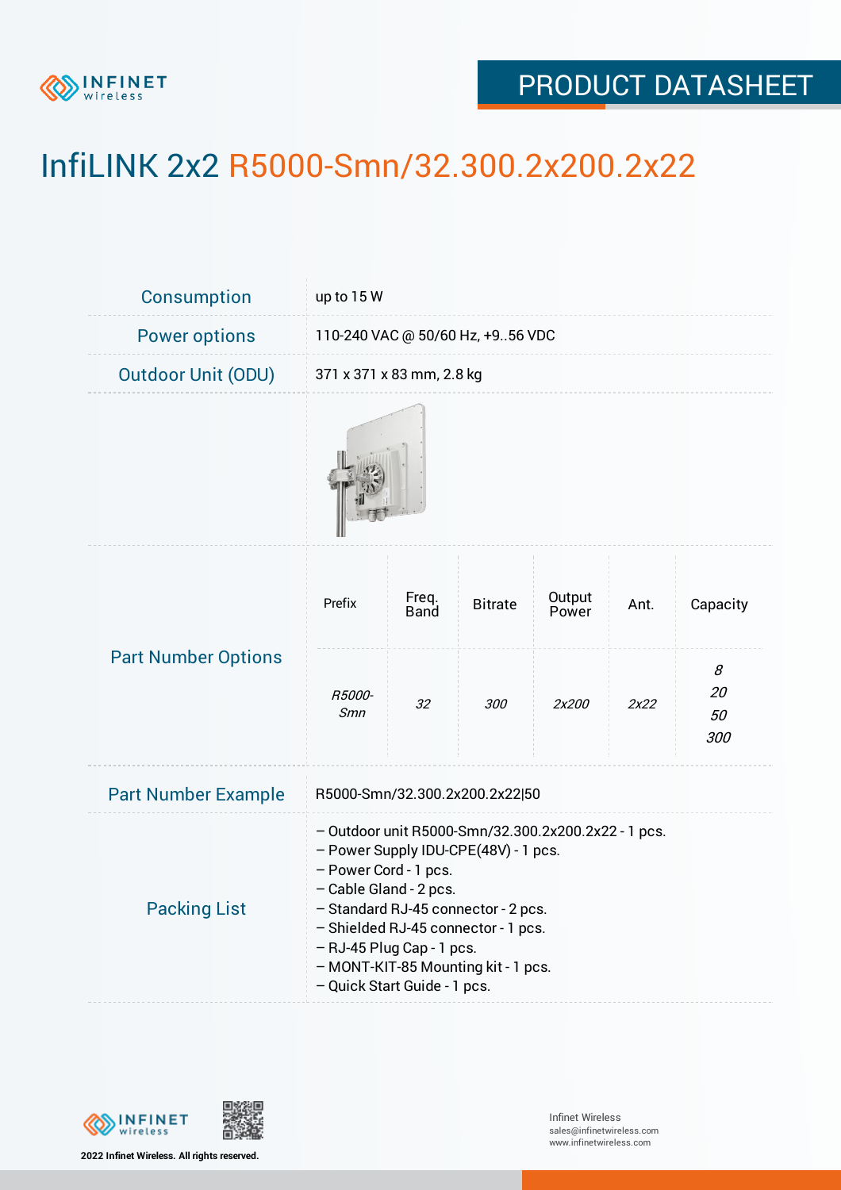# InfiLINK 2x2 R5000-Smn/32.300.2x200.2x22

| | |
|---|---|
| Consumption | up to 15 W |
| Power options | 110-240 VAC @ 50/60 Hz, +9..56 VDC |
| Outdoor Unit (ODU) | 371 x 371 x 83 mm, 2.8 kg |

**Part Number Options**

| Prefix | Freq. Band | Bitrate | Output Power | Ant. | Capacity |
|---|---|---|---|---|---|
| *R5000-Smn* | *32* | *300* | *2x200* | *2x22* | *8*<br>*20*<br>*50*<br>*300* |

**Part Number Example**

R5000-Smn/32.300.2x200.2x22|50

**Packing List**

- Outdoor unit R5000-Smn/32.300.2x200.2x22 - 1 pcs.
- Power Supply IDU-CPE(48V) - 1 pcs.
- Power Cord - 1 pcs.
- Cable Gland - 2 pcs.
- Standard RJ-45 connector - 2 pcs.
- Shielded RJ-45 connector - 1 pcs.
- RJ-45 Plug Cap - 1 pcs.
- MONT-KIT-85 Mounting kit - 1 pcs.
- Quick Start Guide - 1 pcs.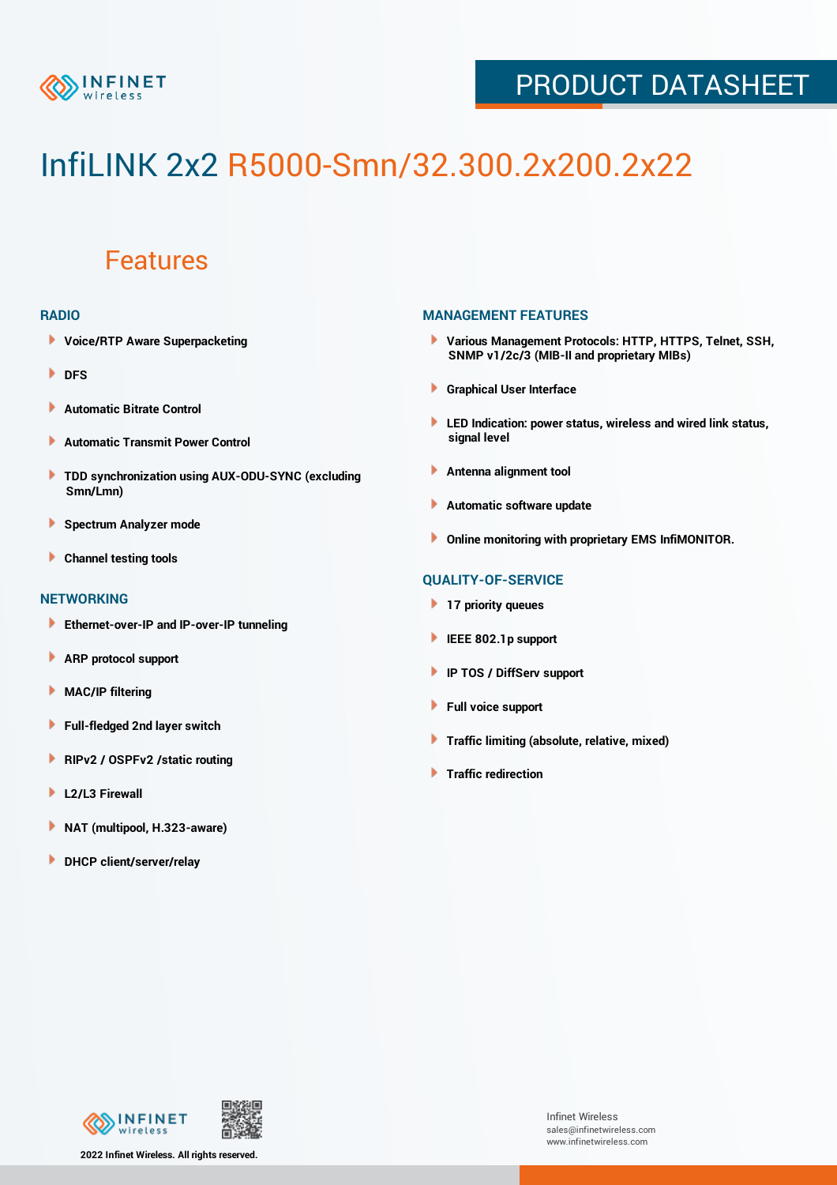# InfiLINK 2x2 R5000-Smn/32.300.2x200.2x22

## Features

### RADIO

- Voice/RTP Aware Superpacketing
- DFS
- Automatic Bitrate Control
- Automatic Transmit Power Control
- TDD synchronization using AUX-ODU-SYNC (excluding Smn/Lmn)
- Spectrum Analyzer mode
- Channel testing tools

### NETWORKING

- Ethernet-over-IP and IP-over-IP tunneling
- ARP protocol support
- MAC/IP filtering
- Full-fledged 2nd layer switch
- RIPv2 / OSPFv2 /static routing
- L2/L3 Firewall
- NAT (multipool, H.323-aware)
- DHCP client/server/relay

### MANAGEMENT FEATURES

- Various Management Protocols: HTTP, HTTPS, Telnet, SSH, SNMP v1/2c/3 (MIB-II and proprietary MIBs)
- Graphical User Interface
- LED Indication: power status, wireless and wired link status, signal level
- Antenna alignment tool
- Automatic software update
- Online monitoring with proprietary EMS InfiMONITOR.

### QUALITY-OF-SERVICE

- 17 priority queues
- IEEE 802.1p support
- IP TOS / DiffServ support
- Full voice support
- Traffic limiting (absolute, relative, mixed)
- Traffic redirection

2022 Infinet Wireless. All rights reserved.

Infinet Wireless
sales@infinetwireless.com
www.infinetwireless.com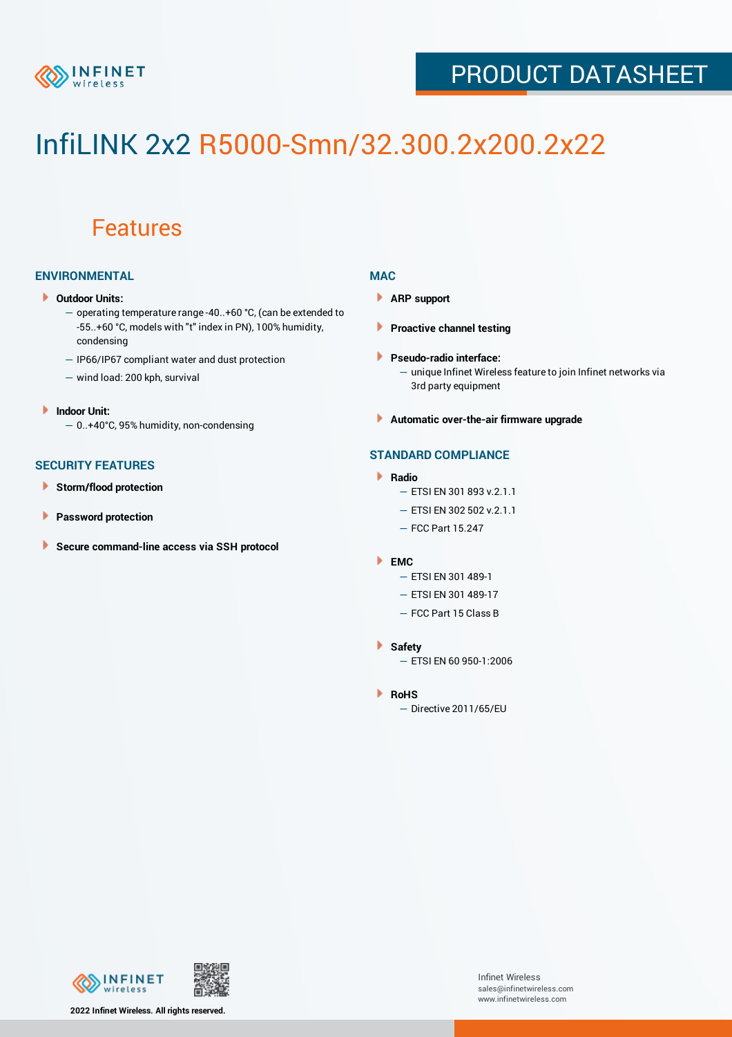PRODUCT DATASHEET

# InfiLINK 2x2 R5000-Smn/32.300.2x200.2x22

## Features

### ENVIRONMENTAL

- **Outdoor Units:**
  - operating temperature range -40..+60 °C, (can be extended to -55..+60 °C, models with "t" index in PN), 100% humidity, condensing
  - IP66/IP67 compliant water and dust protection
  - wind load: 200 kph, survival
- **Indoor Unit:**
  - 0..+40°C, 95% humidity, non-condensing

### SECURITY FEATURES

- **Storm/flood protection**
- **Password protection**
- **Secure command-line access via SSH protocol**

### MAC

- **ARP support**
- **Proactive channel testing**
- **Pseudo-radio interface:**
  - unique Infinet Wireless feature to join Infinet networks via 3rd party equipment
- **Automatic over-the-air firmware upgrade**

### STANDARD COMPLIANCE

- **Radio**
  - ETSI EN 301 893 v.2.1.1
  - ETSI EN 302 502 v.2.1.1
  - FCC Part 15.247
- **EMC**
  - ETSI EN 301 489-1
  - ETSI EN 301 489-17
  - FCC Part 15 Class B
- **Safety**
  - ETSI EN 60 950-1:2006
- **RoHS**
  - Directive 2011/65/EU

**2022 Infinet Wireless. All rights reserved.**

Infinet Wireless
sales@infinetwireless.com
www.infinetwireless.com